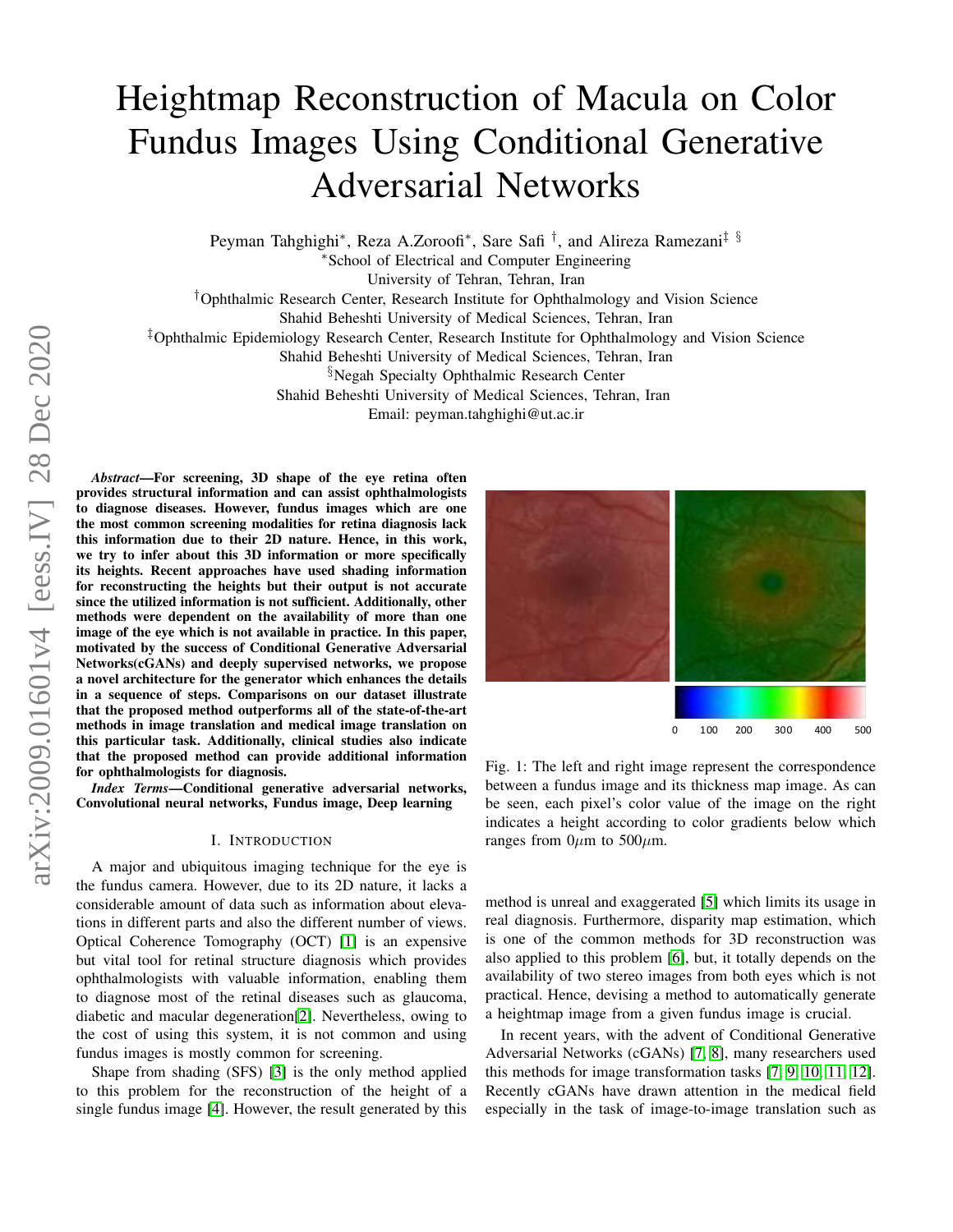# Heightmap Reconstruction of Macula on Color Fundus Images Using Conditional Generative Adversarial Networks

Peyman Tahghighi*, Reza A.Zoroofi*, Sare Safi †, and Alireza Ramezani‡ §

*School of Electrical and Computer Engineering
University of Tehran, Tehran, Iran

†Ophthalmic Research Center, Research Institute for Ophthalmology and Vision Science
Shahid Beheshti University of Medical Sciences, Tehran, Iran

‡Ophthalmic Epidemiology Research Center, Research Institute for Ophthalmology and Vision Science
Shahid Beheshti University of Medical Sciences, Tehran, Iran

§Negah Specialty Ophthalmic Research Center
Shahid Beheshti University of Medical Sciences, Tehran, Iran

Email: peyman.tahghighi@ut.ac.ir

***Abstract*—For screening, 3D shape of the eye retina often provides structural information and can assist ophthalmologists to diagnose diseases. However, fundus images which are one the most common screening modalities for retina diagnosis lack this information due to their 2D nature. Hence, in this work, we try to infer about this 3D information or more specifically its heights. Recent approaches have used shading information for reconstructing the heights but their output is not accurate since the utilized information is not sufficient. Additionally, other methods were dependent on the availability of more than one image of the eye which is not available in practice. In this paper, motivated by the success of Conditional Generative Adversarial Networks(cGANs) and deeply supervised networks, we propose a novel architecture for the generator which enhances the details in a sequence of steps. Comparisons on our dataset illustrate that the proposed method outperforms all of the state-of-the-art methods in image translation and medical image translation on this particular task. Additionally, clinical studies also indicate that the proposed method can provide additional information for ophthalmologists for diagnosis.**

***Index Terms*—Conditional generative adversarial networks, Convolutional neural networks, Fundus image, Deep learning**

## I. Introduction

A major and ubiquitous imaging technique for the eye is the fundus camera. However, due to its 2D nature, it lacks a considerable amount of data such as information about elevations in different parts and also the different number of views. Optical Coherence Tomography (OCT) [1] is an expensive but vital tool for retinal structure diagnosis which provides ophthalmologists with valuable information, enabling them to diagnose most of the retinal diseases such as glaucoma, diabetic and macular degeneration[2]. Nevertheless, owing to the cost of using this system, it is not common and using fundus images is mostly common for screening.

Shape from shading (SFS) [3] is the only method applied to this problem for the reconstruction of the height of a single fundus image [4]. However, the result generated by this method is unreal and exaggerated [5] which limits its usage in real diagnosis. Furthermore, disparity map estimation, which is one of the common methods for 3D reconstruction was also applied to this problem [6], but, it totally depends on the availability of two stereo images from both eyes which is not practical. Hence, devising a method to automatically generate a heightmap image from a given fundus image is crucial.

Fig. 1: The left and right image represent the correspondence between a fundus image and its thickness map image. As can be seen, each pixel's color value of the image on the right indicates a height according to color gradients below which ranges from 0$\mu$m to 500$\mu$m.

In recent years, with the advent of Conditional Generative Adversarial Networks (cGANs) [7, 8], many researchers used this methods for image transformation tasks [7, 9, 10, 11, 12]. Recently cGANs have drawn attention in the medical field especially in the task of image-to-image translation such as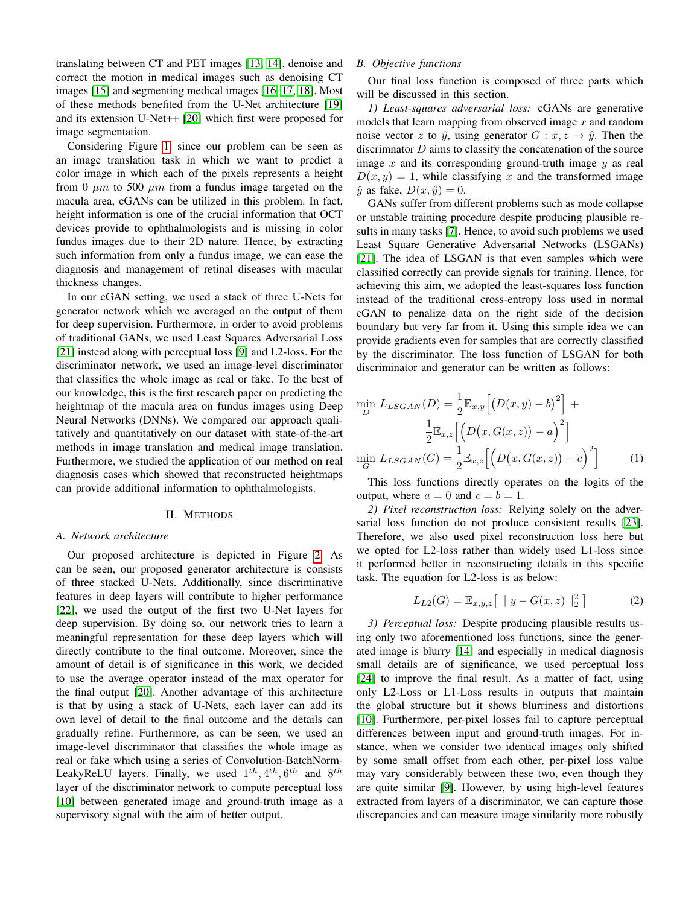translating between CT and PET images [13, 14], denoise and correct the motion in medical images such as denoising CT images [15] and segmenting medical images [16, 17, 18]. Most of these methods benefited from the U-Net architecture [19] and its extension U-Net++ [20] which first were proposed for image segmentation.

Considering Figure 1, since our problem can be seen as an image translation task in which we want to predict a color image in which each of the pixels represents a height from 0 $\mu m$ to 500 $\mu m$ from a fundus image targeted on the macula area, cGANs can be utilized in this problem. In fact, height information is one of the crucial information that OCT devices provide to ophthalmologists and is missing in color fundus images due to their 2D nature. Hence, by extracting such information from only a fundus image, we can ease the diagnosis and management of retinal diseases with macular thickness changes.

In our cGAN setting, we used a stack of three U-Nets for generator network which we averaged on the output of them for deep supervision. Furthermore, in order to avoid problems of traditional GANs, we used Least Squares Adversarial Loss [21] instead along with perceptual loss [9] and L2-loss. For the discriminator network, we used an image-level discriminator that classifies the whole image as real or fake. To the best of our knowledge, this is the first research paper on predicting the heightmap of the macula area on fundus images using Deep Neural Networks (DNNs). We compared our approach qualitatively and quantitatively on our dataset with state-of-the-art methods in image translation and medical image translation. Furthermore, we studied the application of our method on real diagnosis cases which showed that reconstructed heightmaps can provide additional information to ophthalmologists.

## II. Methods

### A. Network architecture

Our proposed architecture is depicted in Figure 2. As can be seen, our proposed generator architecture is consists of three stacked U-Nets. Additionally, since discriminative features in deep layers will contribute to higher performance [22], we used the output of the first two U-Net layers for deep supervision. By doing so, our network tries to learn a meaningful representation for these deep layers which will directly contribute to the final outcome. Moreover, since the amount of detail is of significance in this work, we decided to use the average operator instead of the max operator for the final output [20]. Another advantage of this architecture is that by using a stack of U-Nets, each layer can add its own level of detail to the final outcome and the details can gradually refine. Furthermore, as can be seen, we used an image-level discriminator that classifies the whole image as real or fake which using a series of Convolution-BatchNorm-LeakyReLU layers. Finally, we used $1^{th}, 4^{th}, 6^{th}$ and $8^{th}$ layer of the discriminator network to compute perceptual loss [10] between generated image and ground-truth image as a supervisory signal with the aim of better output.

### B. Objective functions

Our final loss function is composed of three parts which will be discussed in this section.

*1) Least-squares adversarial loss:* cGANs are generative models that learn mapping from observed image $x$ and random noise vector $z$ to $\hat{y}$, using generator $G : x, z \rightarrow \hat{y}$. Then the discrimnator $D$ aims to classify the concatenation of the source image $x$ and its corresponding ground-truth image $y$ as real $D(x, y) = 1$, while classifying $x$ and the transformed image $\hat{y}$ as fake, $D(x, \hat{y}) = 0$.

GANs suffer from different problems such as mode collapse or unstable training procedure despite producing plausible results in many tasks [7]. Hence, to avoid such problems we used Least Square Generative Adversarial Networks (LSGANs) [21]. The idea of LSGAN is that even samples which were classified correctly can provide signals for training. Hence, for achieving this aim, we adopted the least-squares loss function instead of the traditional cross-entropy loss used in normal cGAN to penalize data on the right side of the decision boundary but very far from it. Using this simple idea we can provide gradients even for samples that are correctly classified by the discriminator. The loss function of LSGAN for both discriminator and generator can be written as follows:

$$
\begin{aligned}
\min_{D} L_{LSGAN}(D) &= \frac{1}{2}\mathbb{E}_{x,y}\Big[\Big(D(x,y) - b\Big)^2\Big] + \\
&\quad \frac{1}{2}\mathbb{E}_{x,z}\Big[\Big(D\big(x, G(x,z)\big) - a\Big)^2\Big] \\
\min_{G} L_{LSGAN}(G) &= \frac{1}{2}\mathbb{E}_{x,z}\Big[\Big(D\big(x, G(x,z)\big) - c\Big)^2\Big] \qquad (1)
\end{aligned}
$$

This loss functions directly operates on the logits of the output, where $a = 0$ and $c = b = 1$.

*2) Pixel reconstruction loss:* Relying solely on the adversarial loss function do not produce consistent results [23]. Therefore, we also used pixel reconstruction loss here but we opted for L2-loss rather than widely used L1-loss since it performed better in reconstructing details in this specific task. The equation for L2-loss is as below:

$$
L_{L2}(G) = \mathbb{E}_{x,y,z}\big[\ \| \ y - G(x,z) \ \|_2^2 \ \big] \qquad (2)
$$

*3) Perceptual loss:* Despite producing plausible results using only two aforementioned loss functions, since the generated image is blurry [14] and especially in medical diagnosis small details are of significance, we used perceptual loss [24] to improve the final result. As a matter of fact, using only L2-Loss or L1-Loss results in outputs that maintain the global structure but it shows blurriness and distortions [10]. Furthermore, per-pixel losses fail to capture perceptual differences between input and ground-truth images. For instance, when we consider two identical images only shifted by some small offset from each other, per-pixel loss value may vary considerably between these two, even though they are quite similar [9]. However, by using high-level features extracted from layers of a discriminator, we can capture those discrepancies and can measure image similarity more robustly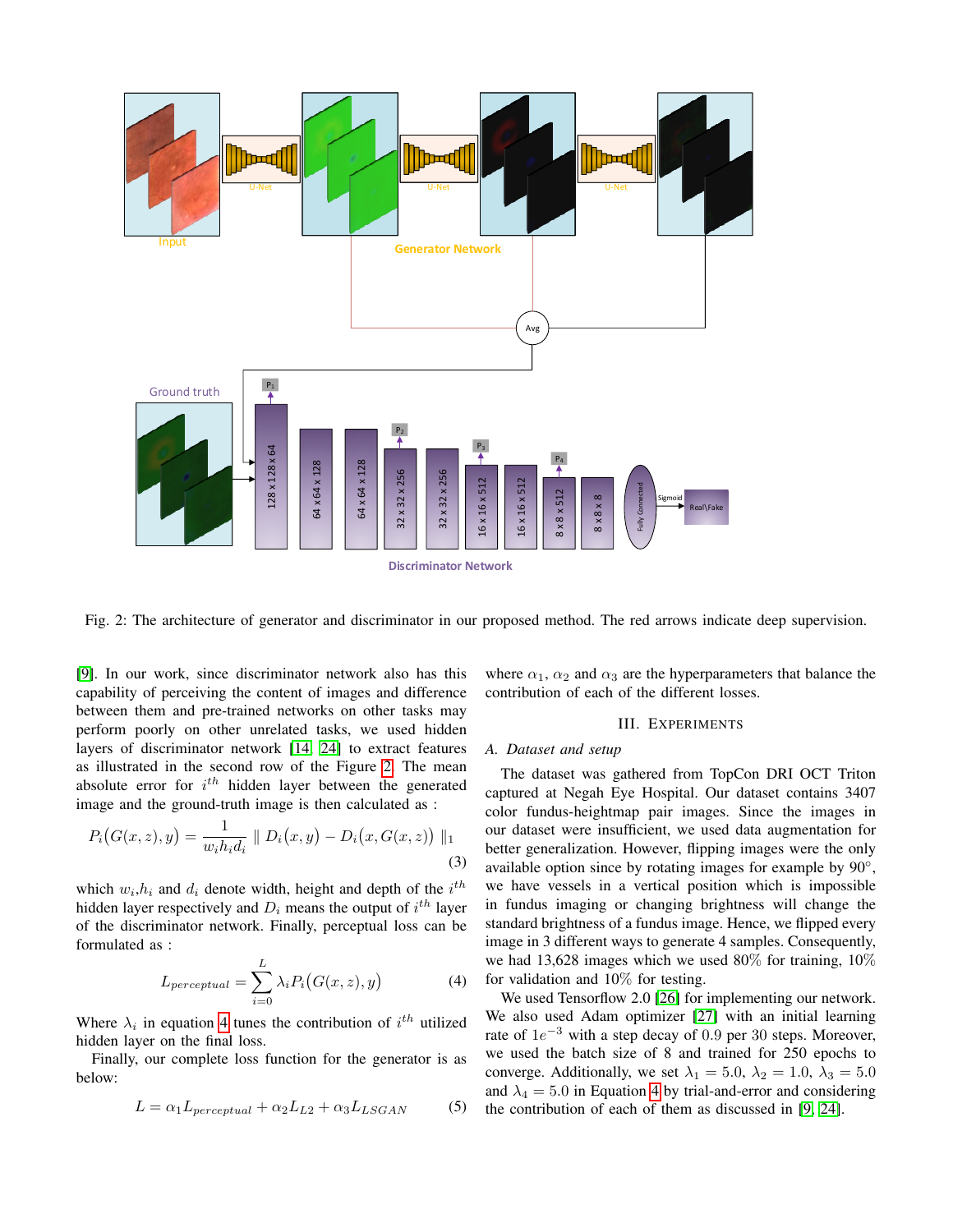Fig. 2: The architecture of generator and discriminator in our proposed method. The red arrows indicate deep supervision.

[9]. In our work, since discriminator network also has this capability of perceiving the content of images and difference between them and pre-trained networks on other tasks may perform poorly on other unrelated tasks, we used hidden layers of discriminator network [14], [24] to extract features as illustrated in the second row of the Figure 2. The mean absolute error for $i^{th}$ hidden layer between the generated image and the ground-truth image is then calculated as :

$$P_i(G(x,z),y) = \frac{1}{w_i h_i d_i} \parallel D_i(x,y) - D_i(x,G(x,z)) \parallel_1 \tag{3}$$

which $w_i$,$h_i$ and $d_i$ denote width, height and depth of the $i^{th}$ hidden layer respectively and $D_i$ means the output of $i^{th}$ layer of the discriminator network. Finally, perceptual loss can be formulated as :

$$L_{perceptual} = \sum_{i=0}^{L} \lambda_i P_i(G(x,z),y) \tag{4}$$

Where $\lambda_i$ in equation 4 tunes the contribution of $i^{th}$ utilized hidden layer on the final loss.

Finally, our complete loss function for the generator is as below:

$$L = \alpha_1 L_{perceptual} + \alpha_2 L_{L2} + \alpha_3 L_{LSGAN} \tag{5}$$

where $\alpha_1$, $\alpha_2$ and $\alpha_3$ are the hyperparameters that balance the contribution of each of the different losses.

## III. Experiments

### A. Dataset and setup

The dataset was gathered from TopCon DRI OCT Triton captured at Negah Eye Hospital. Our dataset contains 3407 color fundus-heightmap pair images. Since the images in our dataset were insufficient, we used data augmentation for better generalization. However, flipping images were the only available option since by rotating images for example by 90°, we have vessels in a vertical position which is impossible in fundus imaging or changing brightness will change the standard brightness of a fundus image. Hence, we flipped every image in 3 different ways to generate 4 samples. Consequently, we had 13,628 images which we used 80% for training, 10% for validation and 10% for testing.

We used Tensorflow 2.0 [26] for implementing our network. We also used Adam optimizer [27] with an initial learning rate of $1e^{-3}$ with a step decay of 0.9 per 30 steps. Moreover, we used the batch size of 8 and trained for 250 epochs to converge. Additionally, we set $\lambda_1 = 5.0$, $\lambda_2 = 1.0$, $\lambda_3 = 5.0$ and $\lambda_4 = 5.0$ in Equation 4 by trial-and-error and considering the contribution of each of them as discussed in [9], [24].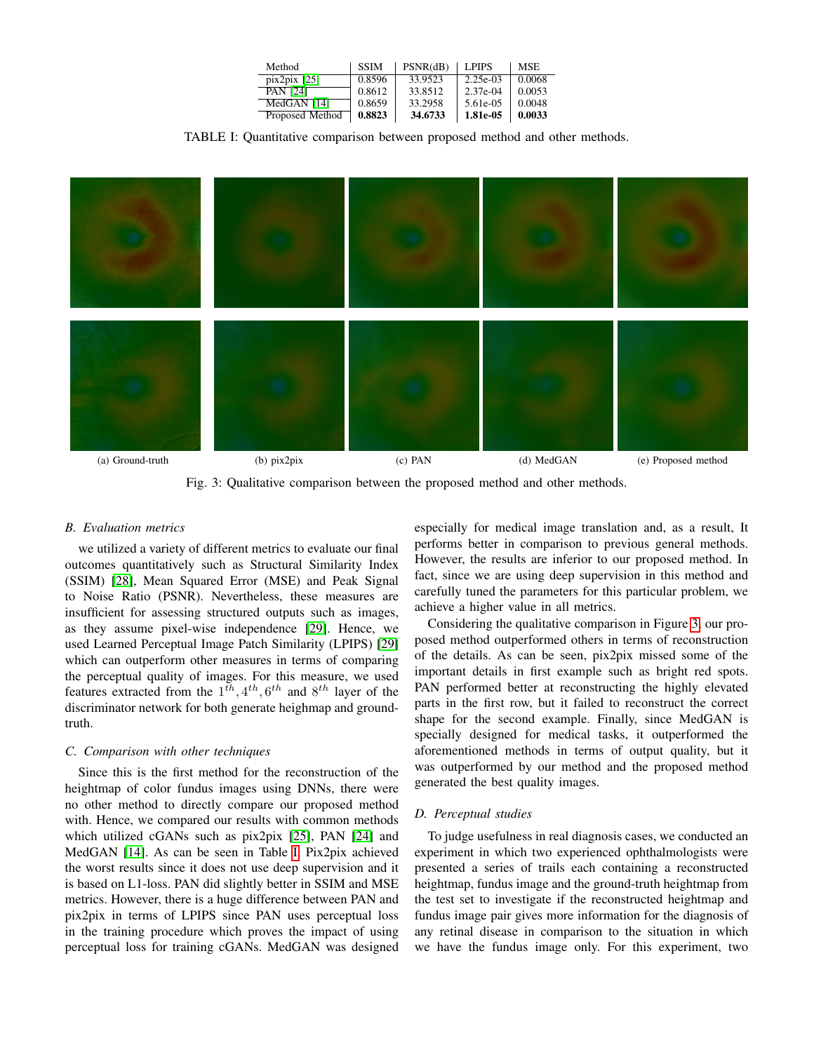| Method | SSIM | PSNR(dB) | LPIPS | MSE |
|---|---|---|---|---|
| pix2pix [25] | 0.8596 | 33.9523 | 2.25e-03 | 0.0068 |
| PAN [24] | 0.8612 | 33.8512 | 2.37e-04 | 0.0053 |
| MedGAN [14] | 0.8659 | 33.2958 | 5.61e-05 | 0.0048 |
| Proposed Method | **0.8823** | **34.6733** | **1.81e-05** | **0.0033** |

TABLE I: Quantitative comparison between proposed method and other methods.

(a) Ground-truth (b) pix2pix (c) PAN (d) MedGAN (e) Proposed method

Fig. 3: Qualitative comparison between the proposed method and other methods.

### *B. Evaluation metrics*

we utilized a variety of different metrics to evaluate our final outcomes quantitatively such as Structural Similarity Index (SSIM) [28], Mean Squared Error (MSE) and Peak Signal to Noise Ratio (PSNR). Nevertheless, these measures are insufficient for assessing structured outputs such as images, as they assume pixel-wise independence [29]. Hence, we used Learned Perceptual Image Patch Similarity (LPIPS) [29] which can outperform other measures in terms of comparing the perceptual quality of images. For this measure, we used features extracted from the $1^{th}, 4^{th}, 6^{th}$ and $8^{th}$ layer of the discriminator network for both generate heighmap and ground-truth.

### *C. Comparison with other techniques*

Since this is the first method for the reconstruction of the heightmap of color fundus images using DNNs, there were no other method to directly compare our proposed method with. Hence, we compared our results with common methods which utilized cGANs such as pix2pix [25], PAN [24] and MedGAN [14]. As can be seen in Table I, Pix2pix achieved the worst results since it does not use deep supervision and it is based on L1-loss. PAN did slightly better in SSIM and MSE metrics. However, there is a huge difference between PAN and pix2pix in terms of LPIPS since PAN uses perceptual loss in the training procedure which proves the impact of using perceptual loss for training cGANs. MedGAN was designed especially for medical image translation and, as a result, It performs better in comparison to previous general methods. However, the results are inferior to our proposed method. In fact, since we are using deep supervision in this method and carefully tuned the parameters for this particular problem, we achieve a higher value in all metrics.

Considering the qualitative comparison in Figure 3, our proposed method outperformed others in terms of reconstruction of the details. As can be seen, pix2pix missed some of the important details in first example such as bright red spots. PAN performed better at reconstructing the highly elevated parts in the first row, but it failed to reconstruct the correct shape for the second example. Finally, since MedGAN is specially designed for medical tasks, it outperformed the aforementioned methods in terms of output quality, but it was outperformed by our method and the proposed method generated the best quality images.

### *D. Perceptual studies*

To judge usefulness in real diagnosis cases, we conducted an experiment in which two experienced ophthalmologists were presented a series of trails each containing a reconstructed heightmap, fundus image and the ground-truth heightmap from the test set to investigate if the reconstructed heightmap and fundus image pair gives more information for the diagnosis of any retinal disease in comparison to the situation in which we have the fundus image only. For this experiment, two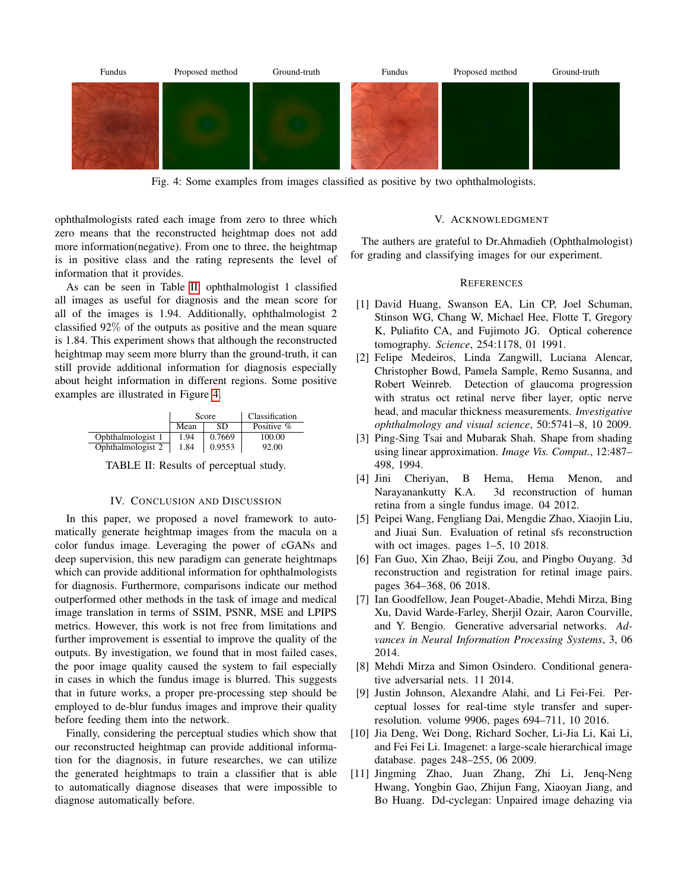Fundus | Proposed method | Ground-truth | Fundus | Proposed method | Ground-truth

Fig. 4: Some examples from images classified as positive by two ophthalmologists.

ophthalmologists rated each image from zero to three which zero means that the reconstructed heightmap does not add more information(negative). From one to three, the heightmap is in positive class and the rating represents the level of information that it provides.

As can be seen in Table II, ophthalmologist 1 classified all images as useful for diagnosis and the mean score for all of the images is 1.94. Additionally, ophthalmologist 2 classified 92% of the outputs as positive and the mean square is 1.84. This experiment shows that although the reconstructed heightmap may seem more blurry than the ground-truth, it can still provide additional information for diagnosis especially about height information in different regions. Some positive examples are illustrated in Figure 4.

| | Score | | Classification |
|---|---|---|---|
| | Mean | SD | Positive % |
| Ophthalmologist 1 | 1.94 | 0.7669 | 100.00 |
| Ophthalmologist 2 | 1.84 | 0.9553 | 92.00 |

TABLE II: Results of perceptual study.

## IV. Conclusion and Discussion

In this paper, we proposed a novel framework to automatically generate heightmap images from the macula on a color fundus image. Leveraging the power of cGANs and deep supervision, this new paradigm can generate heightmaps which can provide additional information for ophthalmologists for diagnosis. Furthermore, comparisons indicate our method outperformed other methods in the task of image and medical image translation in terms of SSIM, PSNR, MSE and LPIPS metrics. However, this work is not free from limitations and further improvement is essential to improve the quality of the outputs. By investigation, we found that in most failed cases, the poor image quality caused the system to fail especially in cases in which the fundus image is blurred. This suggests that in future works, a proper pre-processing step should be employed to de-blur fundus images and improve their quality before feeding them into the network.

Finally, considering the perceptual studies which show that our reconstructed heightmap can provide additional information for the diagnosis, in future researches, we can utilize the generated heightmaps to train a classifier that is able to automatically diagnose diseases that were impossible to diagnose automatically before.

## V. Acknowledgment

The authers are grateful to Dr.Ahmadieh (Ophthalmologist) for grading and classifying images for our experiment.

## References

[1] David Huang, Swanson EA, Lin CP, Joel Schuman, Stinson WG, Chang W, Michael Hee, Flotte T, Gregory K, Puliafito CA, and Fujimoto JG. Optical coherence tomography. *Science*, 254:1178, 01 1991.

[2] Felipe Medeiros, Linda Zangwill, Luciana Alencar, Christopher Bowd, Pamela Sample, Remo Susanna, and Robert Weinreb. Detection of glaucoma progression with stratus oct retinal nerve fiber layer, optic nerve head, and macular thickness measurements. *Investigative ophthalmology and visual science*, 50:5741–8, 10 2009.

[3] Ping-Sing Tsai and Mubarak Shah. Shape from shading using linear approximation. *Image Vis. Comput.*, 12:487–498, 1994.

[4] Jini Cheriyan, B Hema, Hema Menon, and Narayanankutty K.A. 3d reconstruction of human retina from a single fundus image. 04 2012.

[5] Peipei Wang, Fengliang Dai, Mengdie Zhao, Xiaojin Liu, and Jiuai Sun. Evaluation of retinal sfs reconstruction with oct images. pages 1–5, 10 2018.

[6] Fan Guo, Xin Zhao, Beiji Zou, and Pingbo Ouyang. 3d reconstruction and registration for retinal image pairs. pages 364–368, 06 2018.

[7] Ian Goodfellow, Jean Pouget-Abadie, Mehdi Mirza, Bing Xu, David Warde-Farley, Sherjil Ozair, Aaron Courville, and Y. Bengio. Generative adversarial networks. *Advances in Neural Information Processing Systems*, 3, 06 2014.

[8] Mehdi Mirza and Simon Osindero. Conditional generative adversarial nets. 11 2014.

[9] Justin Johnson, Alexandre Alahi, and Li Fei-Fei. Perceptual losses for real-time style transfer and super-resolution. volume 9906, pages 694–711, 10 2016.

[10] Jia Deng, Wei Dong, Richard Socher, Li-Jia Li, Kai Li, and Fei Fei Li. Imagenet: a large-scale hierarchical image database. pages 248–255, 06 2009.

[11] Jingming Zhao, Juan Zhang, Zhi Li, Jenq-Neng Hwang, Yongbin Gao, Zhijun Fang, Xiaoyan Jiang, and Bo Huang. Dd-cyclegan: Unpaired image dehazing via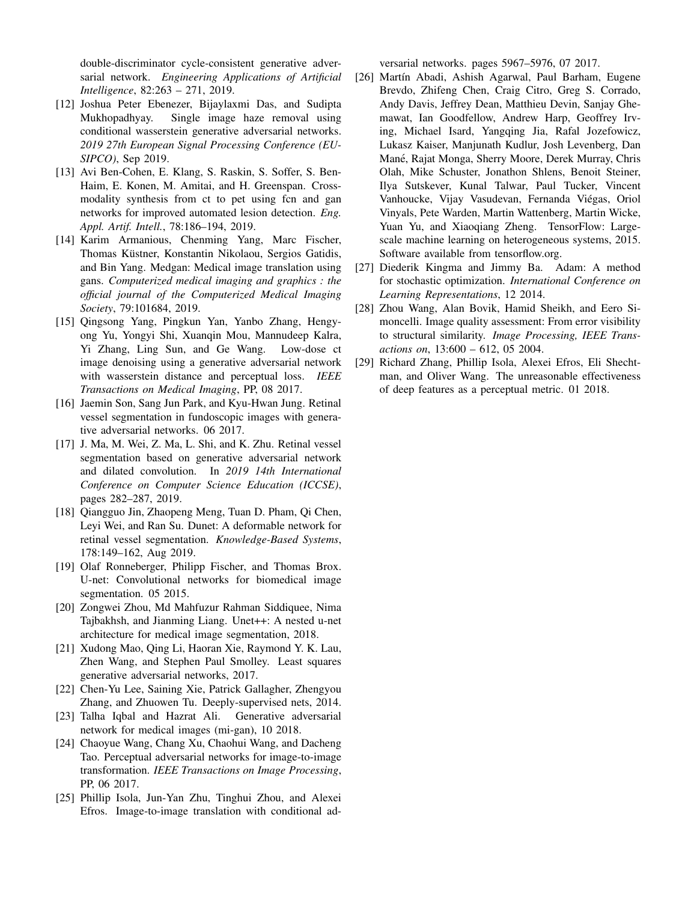double-discriminator cycle-consistent generative adversarial network. *Engineering Applications of Artificial Intelligence*, 82:263 – 271, 2019.

[12] Joshua Peter Ebenezer, Bijaylaxmi Das, and Sudipta Mukhopadhyay. Single image haze removal using conditional wasserstein generative adversarial networks. *2019 27th European Signal Processing Conference (EUSIPCO)*, Sep 2019.

[13] Avi Ben-Cohen, E. Klang, S. Raskin, S. Soffer, S. Ben-Haim, E. Konen, M. Amitai, and H. Greenspan. Cross-modality synthesis from ct to pet using fcn and gan networks for improved automated lesion detection. *Eng. Appl. Artif. Intell.*, 78:186–194, 2019.

[14] Karim Armanious, Chenming Yang, Marc Fischer, Thomas Küstner, Konstantin Nikolaou, Sergios Gatidis, and Bin Yang. Medgan: Medical image translation using gans. *Computerized medical imaging and graphics : the official journal of the Computerized Medical Imaging Society*, 79:101684, 2019.

[15] Qingsong Yang, Pingkun Yan, Yanbo Zhang, Hengyong Yu, Yongyi Shi, Xuanqin Mou, Mannudeep Kalra, Yi Zhang, Ling Sun, and Ge Wang. Low-dose ct image denoising using a generative adversarial network with wasserstein distance and perceptual loss. *IEEE Transactions on Medical Imaging*, PP, 08 2017.

[16] Jaemin Son, Sang Jun Park, and Kyu-Hwan Jung. Retinal vessel segmentation in fundoscopic images with generative adversarial networks. 06 2017.

[17] J. Ma, M. Wei, Z. Ma, L. Shi, and K. Zhu. Retinal vessel segmentation based on generative adversarial network and dilated convolution. In *2019 14th International Conference on Computer Science Education (ICCSE)*, pages 282–287, 2019.

[18] Qiangguo Jin, Zhaopeng Meng, Tuan D. Pham, Qi Chen, Leyi Wei, and Ran Su. Dunet: A deformable network for retinal vessel segmentation. *Knowledge-Based Systems*, 178:149–162, Aug 2019.

[19] Olaf Ronneberger, Philipp Fischer, and Thomas Brox. U-net: Convolutional networks for biomedical image segmentation. 05 2015.

[20] Zongwei Zhou, Md Mahfuzur Rahman Siddiquee, Nima Tajbakhsh, and Jianming Liang. Unet++: A nested u-net architecture for medical image segmentation, 2018.

[21] Xudong Mao, Qing Li, Haoran Xie, Raymond Y. K. Lau, Zhen Wang, and Stephen Paul Smolley. Least squares generative adversarial networks, 2017.

[22] Chen-Yu Lee, Saining Xie, Patrick Gallagher, Zhengyou Zhang, and Zhuowen Tu. Deeply-supervised nets, 2014.

[23] Talha Iqbal and Hazrat Ali. Generative adversarial network for medical images (mi-gan), 10 2018.

[24] Chaoyue Wang, Chang Xu, Chaohui Wang, and Dacheng Tao. Perceptual adversarial networks for image-to-image transformation. *IEEE Transactions on Image Processing*, PP, 06 2017.

[25] Phillip Isola, Jun-Yan Zhu, Tinghui Zhou, and Alexei Efros. Image-to-image translation with conditional adversarial networks. pages 5967–5976, 07 2017.

[26] Martín Abadi, Ashish Agarwal, Paul Barham, Eugene Brevdo, Zhifeng Chen, Craig Citro, Greg S. Corrado, Andy Davis, Jeffrey Dean, Matthieu Devin, Sanjay Ghemawat, Ian Goodfellow, Andrew Harp, Geoffrey Irving, Michael Isard, Yangqing Jia, Rafal Jozefowicz, Lukasz Kaiser, Manjunath Kudlur, Josh Levenberg, Dan Mané, Rajat Monga, Sherry Moore, Derek Murray, Chris Olah, Mike Schuster, Jonathon Shlens, Benoit Steiner, Ilya Sutskever, Kunal Talwar, Paul Tucker, Vincent Vanhoucke, Vijay Vasudevan, Fernanda Viégas, Oriol Vinyals, Pete Warden, Martin Wattenberg, Martin Wicke, Yuan Yu, and Xiaoqiang Zheng. TensorFlow: Large-scale machine learning on heterogeneous systems, 2015. Software available from tensorflow.org.

[27] Diederik Kingma and Jimmy Ba. Adam: A method for stochastic optimization. *International Conference on Learning Representations*, 12 2014.

[28] Zhou Wang, Alan Bovik, Hamid Sheikh, and Eero Simoncelli. Image quality assessment: From error visibility to structural similarity. *Image Processing, IEEE Transactions on*, 13:600 – 612, 05 2004.

[29] Richard Zhang, Phillip Isola, Alexei Efros, Eli Shechtman, and Oliver Wang. The unreasonable effectiveness of deep features as a perceptual metric. 01 2018.